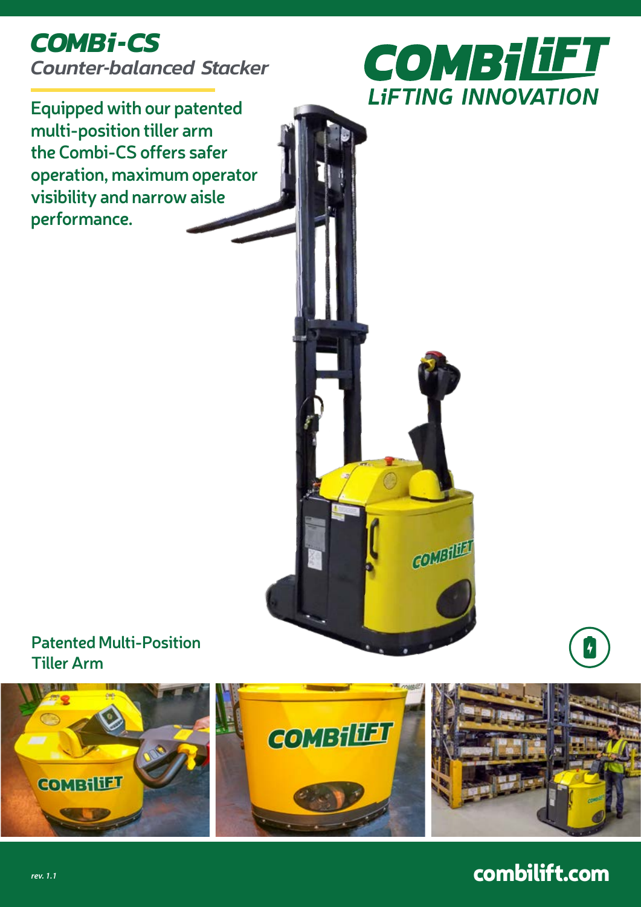# COMBi-CS

*Counter-balanced Stacker*

COMBiLiFT

LiFTING INNOVATION

Equipped with our patented multi-position tiller arm the Combi-CS offers safer operation, maximum operator visibility and narrow aisle performance.

Patented Multi-Position Tiller Arm

*rev. 1.1*

combilift.com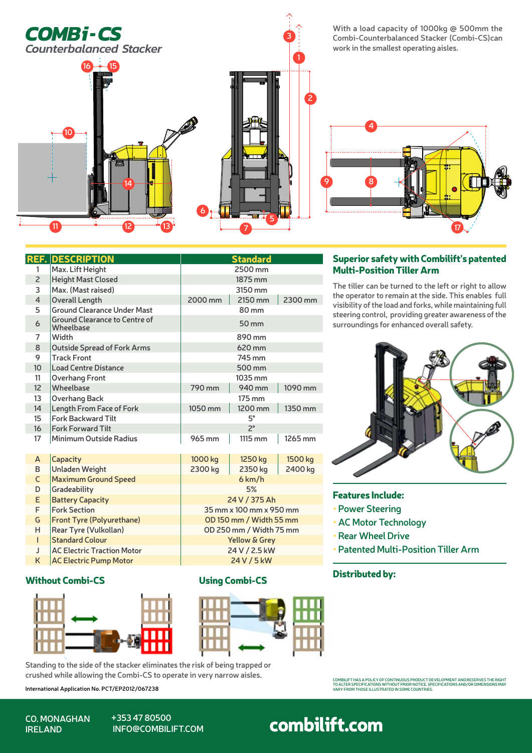# COMBi-CS

*Counterbalanced Stacker*

With a load capacity of 1000kg @ 500mm the Combi-Counterbalanced Stacker (Combi-CS)can work in the smallest operating aisles.

| REF. | DESCRIPTION | Standard | | |
|---|---|---|---|---|
| 1 | Max. Lift Height | 2500 mm | | |
| 2 | Height Mast Closed | 1875 mm | | |
| 3 | Max. (Mast raised) | 3150 mm | | |
| 4 | Overall Length | 2000 mm | 2150 mm | 2300 mm |
| 5 | Ground Clearance Under Mast | 80 mm | | |
| 6 | Ground Clearance to Centre of Wheelbase | 50 mm | | |
| 7 | Width | 890 mm | | |
| 8 | Outside Spread of Fork Arms | 620 mm | | |
| 9 | Track Front | 745 mm | | |
| 10 | Load Centre Distance | 500 mm | | |
| 11 | Overhang Front | 1035 mm | | |
| 12 | Wheelbase | 790 mm | 940 mm | 1090 mm |
| 13 | Overhang Back | 175 mm | | |
| 14 | Length From Face of Fork | 1050 mm | 1200 mm | 1350 mm |
| 15 | Fork Backward Tilt | 5° | | |
| 16 | Fork Forward Tilt | 2° | | |
| 17 | Minimum Outside Radius | 965 mm | 1115 mm | 1265 mm |
| | | | | |
| A | Capacity | 1000 kg | 1250 kg | 1500 kg |
| B | Unladen Weight | 2300 kg | 2350 kg | 2400 kg |
| C | Maximum Ground Speed | 6 km/h | | |
| D | Gradeability | 5% | | |
| E | Battery Capacity | 24 V / 375 Ah | | |
| F | Fork Section | 35 mm x 100 mm x 950 mm | | |
| G | Front Tyre (Polyurethane) | OD 150 mm / Width 55 mm | | |
| H | Rear Tyre (Vulkollan) | OD 250 mm / Width 75 mm | | |
| I | Standard Colour | Yellow & Grey | | |
| J | AC Electric Traction Motor | 24 V / 2.5 kW | | |
| K | AC Electric Pump Motor | 24 V / 5 kW | | |

## Superior safety with Combilift's patented Multi-Position Tiller Arm

The tiller can be turned to the left or right to allow the operator to remain at the side. This enables full visibility of the load and forks, while maintaining full steering control, providing greater awareness of the surroundings for enhanced overall safety.

## Features Include:

- Power Steering
- AC Motor Technology
- Rear Wheel Drive
- Patented Multi-Position Tiller Arm

## Distributed by:

## Without Combi-CS

## Using Combi-CS

Standing to the side of the stacker eliminates the risk of being trapped or crushed while allowing the Combi-CS to operate in very narrow aisles.

International Application No. PCT/EP2012/067238

COMBILIFT HAS A POLICY OF CONTINUOUS PRODUCT DEVELOPMENT AND RESERVES THE RIGHT TO ALTER SPECIFICATIONS WITHOUT PRIOR NOTICE. SPECIFICATIONS AND/OR DIMENSIONS MAY VARY FROM THOSE ILLUSTRATED IN SOME COUNTRIES.

CO. MONAGHAN
IRELAND

+353 47 80500
INFO@COMBILIFT.COM

combilift.com